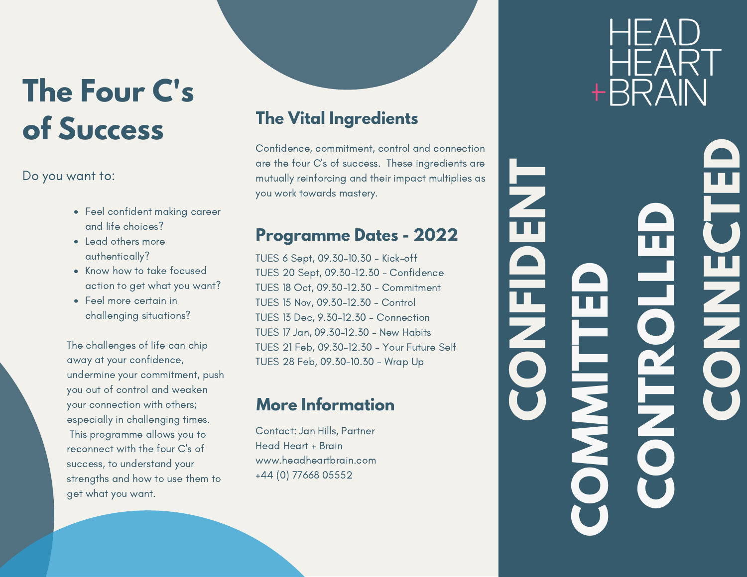# The Four C's of Success

Do you want to:

- Feel confident making career and life choices?
- Lead others more authentically?
- Know how to take focused action to get what you want?
- Feel more certain in challenging situations?

The challenges of life can chip away at your confidence, undermine your commitment, push you out of control and weaken your connection with others; especially in challenging times. This programme allows you to reconnect with the four C's of success, to understand your strengths and how to use them to get what you want.

## The Vital Ingredients

Confidence, commitment, control and connection are the four C's of success. These ingredients are mutually reinforcing and their impact multiplies as you work towards mastery.

## Programme Dates - 2022

TUES 6 Sept, 09.30-10.30 - Kick-off
TUES 20 Sept, 09.30-12.30 - Confidence
TUES 18 Oct, 09.30-12.30 - Commitment
TUES 15 Nov, 09.30-12.30 - Control
TUES 13 Dec, 9.30-12.30 - Connection
TUES 17 Jan, 09.30-12.30 - New Habits
TUES 21 Feb, 09.30-12.30 - Your Future Self
TUES 28 Feb, 09.30-10.30 - Wrap Up

## More Information

Contact: Jan Hills, Partner
Head Heart + Brain
www.headheartbrain.com
+44 (0) 77668 05552

HEAD HEART + BRAIN

CONFIDENT
COMMITTED
CONTROLLED
CONNECTED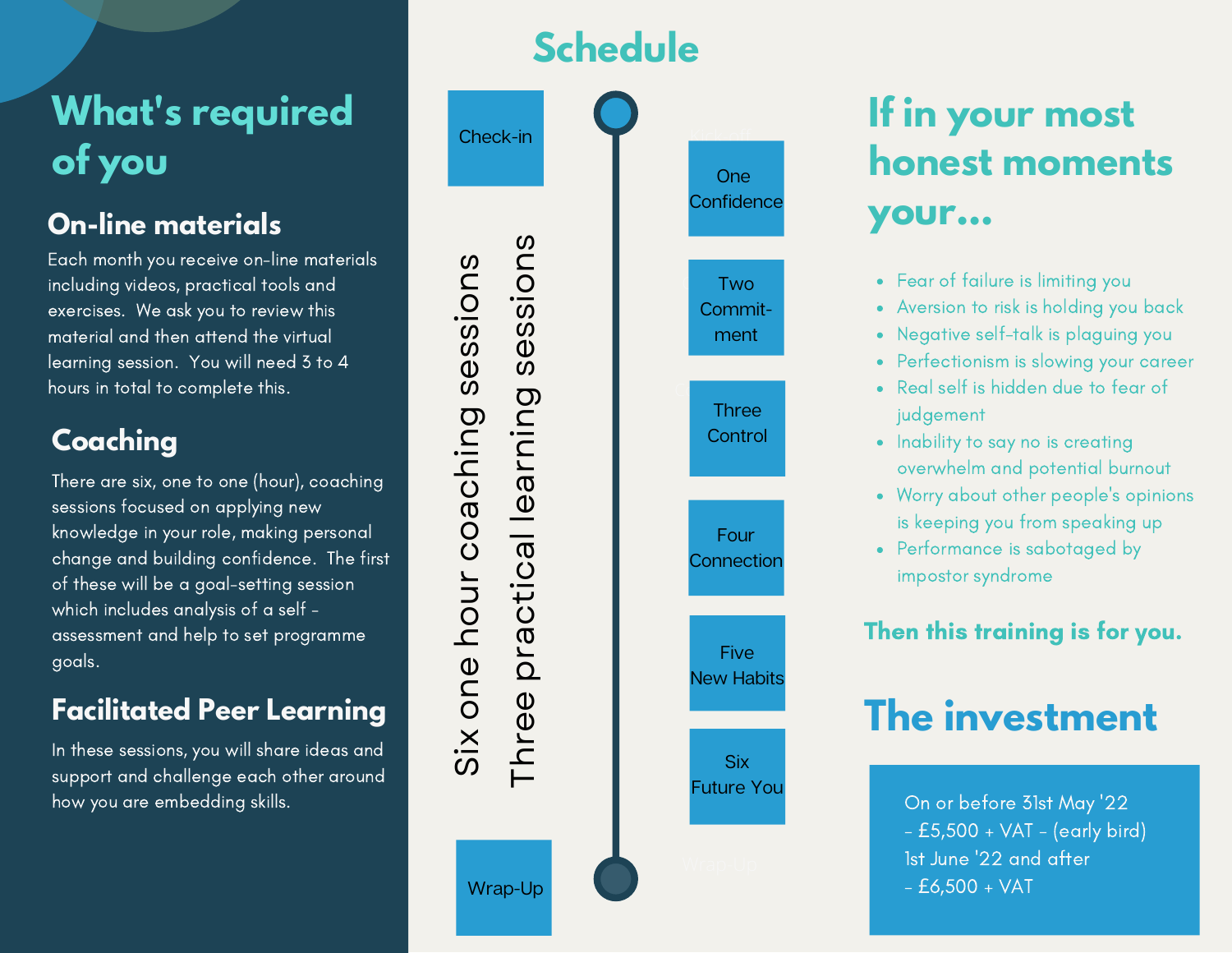## What's required of you

### On-line materials

Each month you receive on-line materials including videos, practical tools and exercises. We ask you to review this material and then attend the virtual learning session. You will need 3 to 4 hours in total to complete this.

### Coaching

There are six, one to one (hour), coaching sessions focused on applying new knowledge in your role, making personal change and building confidence. The first of these will be a goal-setting session which includes analysis of a self - assessment and help to set programme goals.

### Facilitated Peer Learning

In these sessions, you will share ideas and support and challenge each other around how you are embedding skills.

## Schedule

Six one hour coaching sessions

Three practical learning sessions

- Check-in
- One Confidence
- Two Commit-ment
- Three Control
- Four Connection
- Five New Habits
- Six Future You
- Wrap-Up

## If in your most honest moments your...

- Fear of failure is limiting you
- Aversion to risk is holding you back
- Negative self-talk is plaguing you
- Perfectionism is slowing your career
- Real self is hidden due to fear of judgement
- Inability to say no is creating overwhelm and potential burnout
- Worry about other people's opinions is keeping you from speaking up
- Performance is sabotaged by impostor syndrome

**Then this training is for you.**

## The investment

On or before 31st May '22
- £5,500 + VAT - (early bird)
1st June '22 and after
- £6,500 + VAT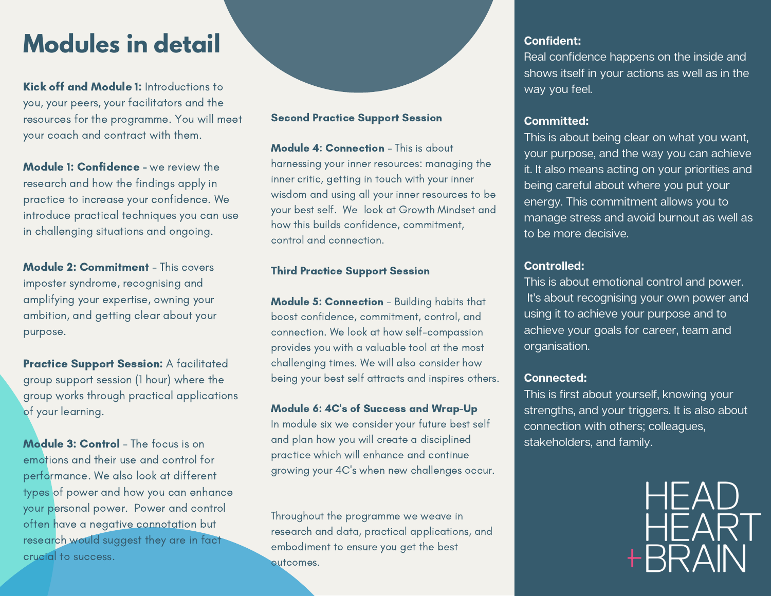# Modules in detail

**Kick off and Module 1:** Introductions to you, your peers, your facilitators and the resources for the programme. You will meet your coach and contract with them.

**Module 1: Confidence** - we review the research and how the findings apply in practice to increase your confidence. We introduce practical techniques you can use in challenging situations and ongoing.

**Module 2: Commitment** - This covers imposter syndrome, recognising and amplifying your expertise, owning your ambition, and getting clear about your purpose.

**Practice Support Session:** A facilitated group support session (1 hour) where the group works through practical applications of your learning.

**Module 3: Control** - The focus is on emotions and their use and control for performance. We also look at different types of power and how you can enhance your personal power. Power and control often have a negative connotation but research would suggest they are in fact crucial to success.

**Second Practice Support Session**

**Module 4: Connection** - This is about harnessing your inner resources: managing the inner critic, getting in touch with your inner wisdom and using all your inner resources to be your best self. We look at Growth Mindset and how this builds confidence, commitment, control and connection.

**Third Practice Support Session**

**Module 5: Connection** - Building habits that boost confidence, commitment, control, and connection. We look at how self-compassion provides you with a valuable tool at the most challenging times. We will also consider how being your best self attracts and inspires others.

**Module 6: 4C's of Success and Wrap-Up**
In module six we consider your future best self and plan how you will create a disciplined practice which will enhance and continue growing your 4C's when new challenges occur.

Throughout the programme we weave in research and data, practical applications, and embodiment to ensure you get the best outcomes.

**Confident:**
Real confidence happens on the inside and shows itself in your actions as well as in the way you feel.

**Committed:**
This is about being clear on what you want, your purpose, and the way you can achieve it. It also means acting on your priorities and being careful about where you put your energy. This commitment allows you to manage stress and avoid burnout as well as to be more decisive.

**Controlled:**
This is about emotional control and power. It's about recognising your own power and using it to achieve your purpose and to achieve your goals for career, team and organisation.

**Connected:**
This is first about yourself, knowing your strengths, and your triggers. It is also about connection with others; colleagues, stakeholders, and family.

HEAD
HEART
+BRAIN